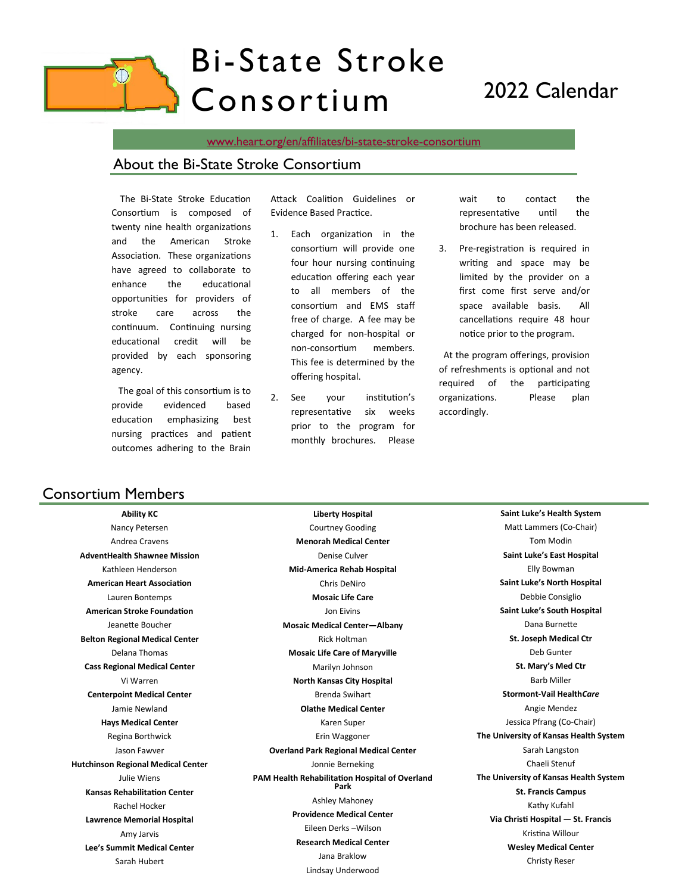# Bi-State Stroke Consortium

## 2022 Calendar

www.heart.org/en/affiliates/bi-state-stroke-consortium

## About the Bi-State Stroke Consortium

The Bi-State Stroke Education Consortium is composed of twenty nine health organizations and the American Stroke Association. These organizations have agreed to collaborate to enhance the educational opportunities for providers of stroke care across the continuum. Continuing nursing educational credit will be provided by each sponsoring agency.

The goal of this consortium is to provide evidenced based education emphasizing best nursing practices and patient outcomes adhering to the Brain Attack Coalition Guidelines or Evidence Based Practice.

1. Each organization in the consortium will provide one four hour nursing continuing education offering each year to all members of the consortium and EMS staff free of charge. A fee may be charged for non-hospital or non-consortium members. This fee is determined by the offering hospital.
2. See your institution's representative six weeks prior to the program for monthly brochures. Please wait to contact the representative until the brochure has been released.
3. Pre-registration is required in writing and space may be limited by the provider on a first come first serve and/or space available basis. All cancellations require 48 hour notice prior to the program.

At the program offerings, provision of refreshments is optional and not required of the participating organizations. Please plan accordingly.

## Consortium Members

**Ability KC**
Nancy Petersen
Andrea Cravens

**AdventHealth Shawnee Mission**
Kathleen Henderson

**American Heart Association**
Lauren Bontemps

**American Stroke Foundation**
Jeanette Boucher

**Belton Regional Medical Center**
Delana Thomas

**Cass Regional Medical Center**
Vi Warren

**Centerpoint Medical Center**
Jamie Newland

**Hays Medical Center**
Regina Borthwick
Jason Fawver

**Hutchinson Regional Medical Center**
Julie Wiens

**Kansas Rehabilitation Center**
Rachel Hocker

**Lawrence Memorial Hospital**
Amy Jarvis

**Lee's Summit Medical Center**
Sarah Hubert

**Liberty Hospital**
Courtney Gooding

**Menorah Medical Center**
Denise Culver

**Mid-America Rehab Hospital**
Chris DeNiro

**Mosaic Life Care**
Jon Eivins

**Mosaic Medical Center—Albany**
Rick Holtman

**Mosaic Life Care of Maryville**
Marilyn Johnson

**North Kansas City Hospital**
Brenda Swihart

**Olathe Medical Center**
Karen Super
Erin Waggoner

**Overland Park Regional Medical Center**
Jonnie Berneking

**PAM Health Rehabilitation Hospital of Overland Park**
Ashley Mahoney

**Providence Medical Center**
Eileen Derks –Wilson

**Research Medical Center**
Jana Braklow
Lindsay Underwood

**Saint Luke's Health System**
Matt Lammers (Co-Chair)
Tom Modin

**Saint Luke's East Hospital**
Elly Bowman

**Saint Luke's North Hospital**
Debbie Consiglio

**Saint Luke's South Hospital**
Dana Burnette

**St. Joseph Medical Ctr**
Deb Gunter

**St. Mary's Med Ctr**
Barb Miller

**Stormont-Vail Health*Care***
Angie Mendez
Jessica Pfrang (Co-Chair)

**The University of Kansas Health System**
Sarah Langston
Chaeli Stenuf

**The University of Kansas Health System**
**St. Francis Campus**
Kathy Kufahl

**Via Christi Hospital — St. Francis**
Kristina Willour

**Wesley Medical Center**
Christy Reser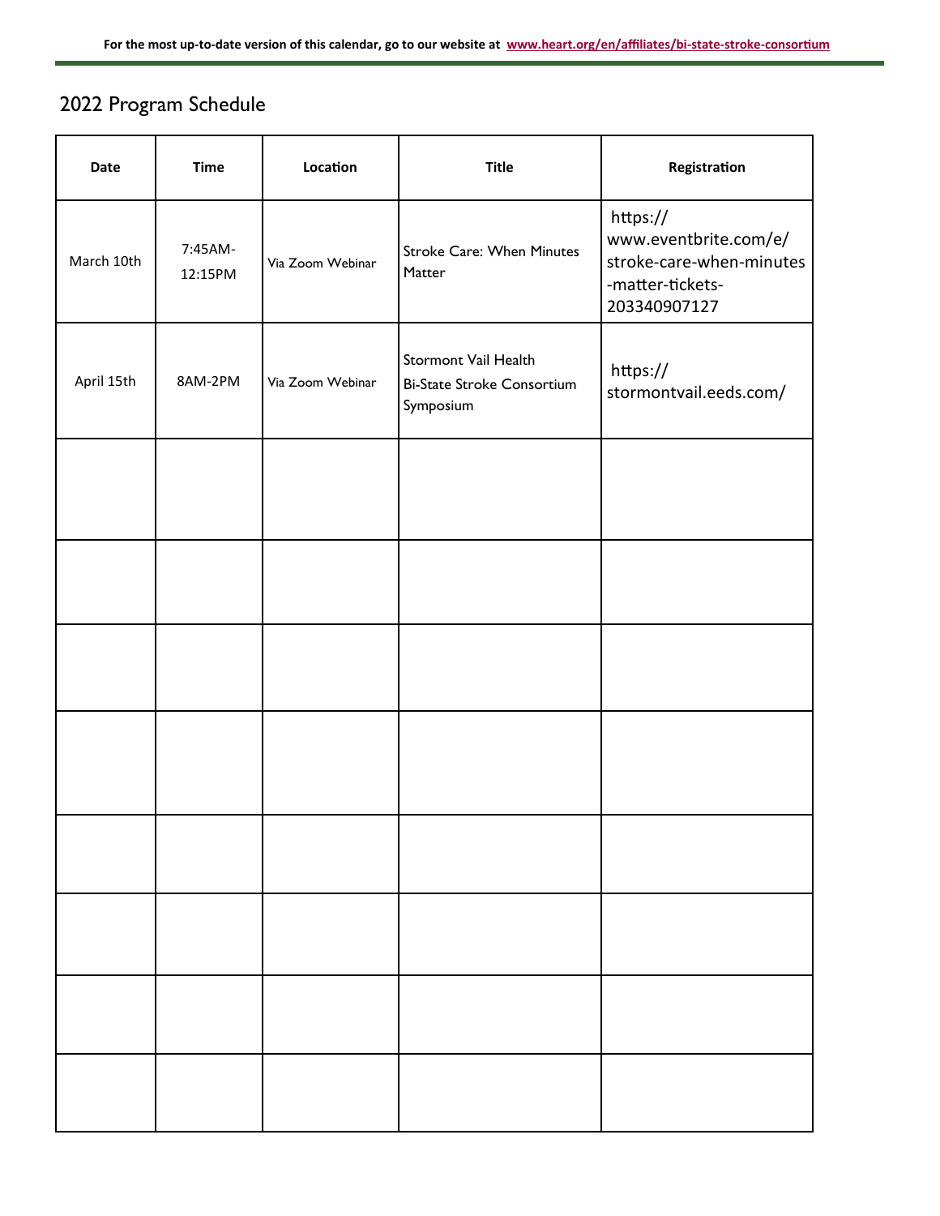For the most up-to-date version of this calendar, go to our website at www.heart.org/en/affiliates/bi-state-stroke-consortium

## 2022 Program Schedule

| Date | Time | Location | Title | Registration |
|---|---|---|---|---|
| March 10th | 7:45AM-12:15PM | Via Zoom Webinar | Stroke Care: When Minutes Matter | https://www.eventbrite.com/e/stroke-care-when-minutes-matter-tickets-203340907127 |
| April 15th | 8AM-2PM | Via Zoom Webinar | Stormont Vail Health Bi-State Stroke Consortium Symposium | https://stormontvail.eeds.com/ |
| | | | | |
| | | | | |
| | | | | |
| | | | | |
| | | | | |
| | | | | |
| | | | | |
| | | | | |